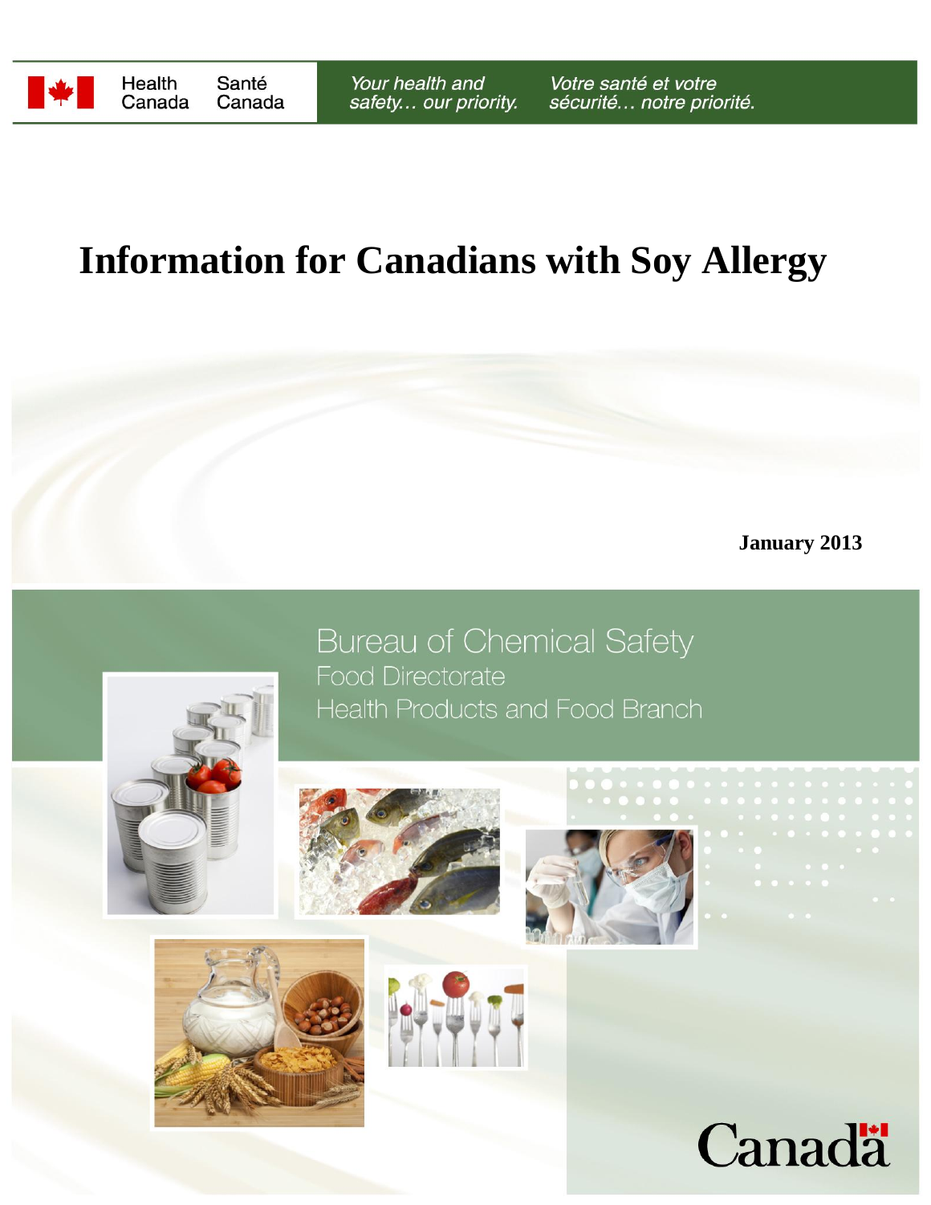Health Canada | Santé Canada

*Your health and safety… our priority.* | *Votre santé et votre sécurité… notre priorité.*

# Information for Canadians with Soy Allergy

**January 2013**

Bureau of Chemical Safety
Food Directorate
Health Products and Food Branch

Canada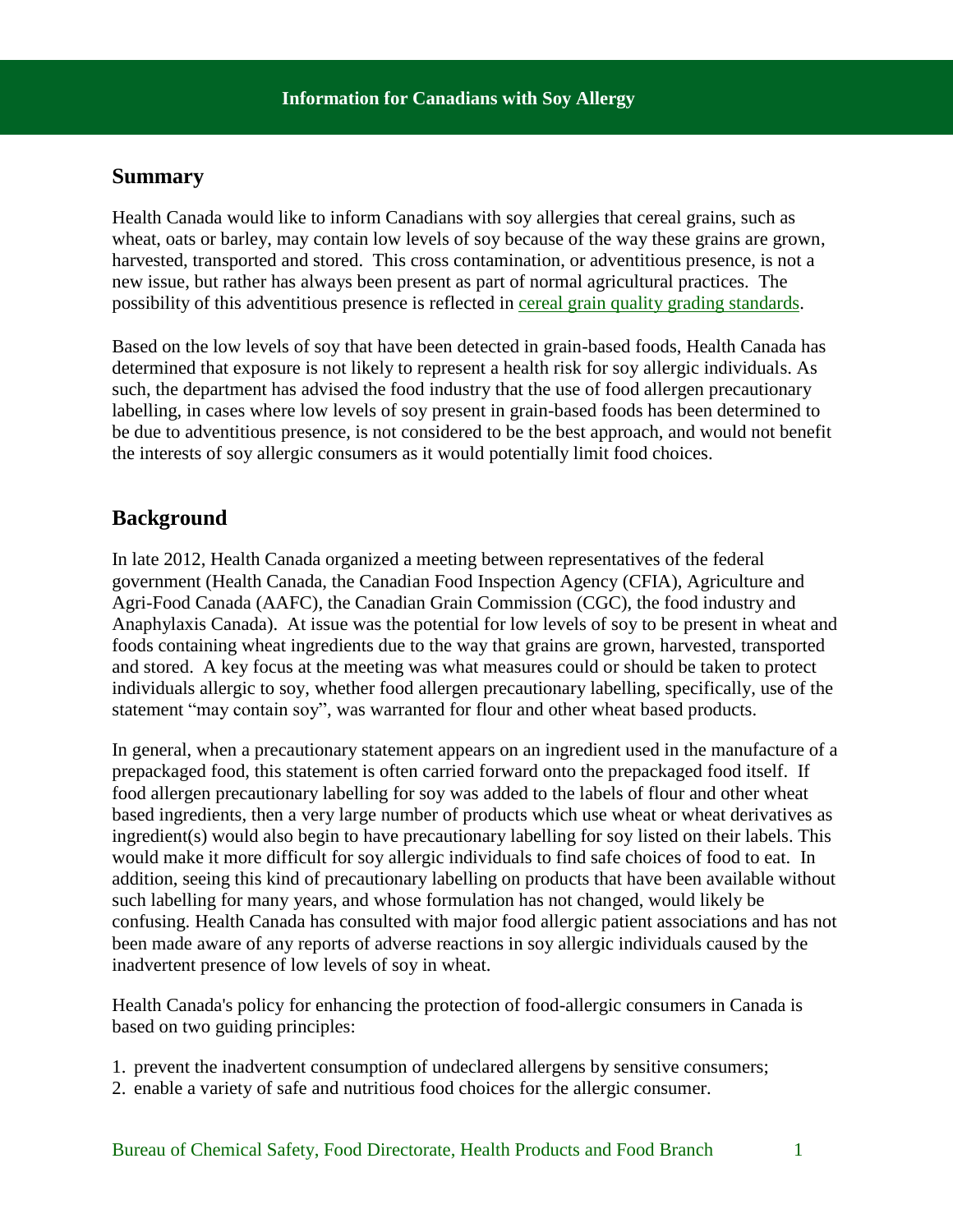# Information for Canadians with Soy Allergy

## Summary

Health Canada would like to inform Canadians with soy allergies that cereal grains, such as wheat, oats or barley, may contain low levels of soy because of the way these grains are grown, harvested, transported and stored. This cross contamination, or adventitious presence, is not a new issue, but rather has always been present as part of normal agricultural practices. The possibility of this adventitious presence is reflected in [cereal grain quality grading standards](cereal grain quality grading standards).

Based on the low levels of soy that have been detected in grain-based foods, Health Canada has determined that exposure is not likely to represent a health risk for soy allergic individuals. As such, the department has advised the food industry that the use of food allergen precautionary labelling, in cases where low levels of soy present in grain-based foods has been determined to be due to adventitious presence, is not considered to be the best approach, and would not benefit the interests of soy allergic consumers as it would potentially limit food choices.

## Background

In late 2012, Health Canada organized a meeting between representatives of the federal government (Health Canada, the Canadian Food Inspection Agency (CFIA), Agriculture and Agri-Food Canada (AAFC), the Canadian Grain Commission (CGC), the food industry and Anaphylaxis Canada). At issue was the potential for low levels of soy to be present in wheat and foods containing wheat ingredients due to the way that grains are grown, harvested, transported and stored. A key focus at the meeting was what measures could or should be taken to protect individuals allergic to soy, whether food allergen precautionary labelling, specifically, use of the statement "may contain soy", was warranted for flour and other wheat based products.

In general, when a precautionary statement appears on an ingredient used in the manufacture of a prepackaged food, this statement is often carried forward onto the prepackaged food itself. If food allergen precautionary labelling for soy was added to the labels of flour and other wheat based ingredients, then a very large number of products which use wheat or wheat derivatives as ingredient(s) would also begin to have precautionary labelling for soy listed on their labels. This would make it more difficult for soy allergic individuals to find safe choices of food to eat. In addition, seeing this kind of precautionary labelling on products that have been available without such labelling for many years, and whose formulation has not changed, would likely be confusing. Health Canada has consulted with major food allergic patient associations and has not been made aware of any reports of adverse reactions in soy allergic individuals caused by the inadvertent presence of low levels of soy in wheat.

Health Canada's policy for enhancing the protection of food-allergic consumers in Canada is based on two guiding principles:

1. prevent the inadvertent consumption of undeclared allergens by sensitive consumers;
2. enable a variety of safe and nutritious food choices for the allergic consumer.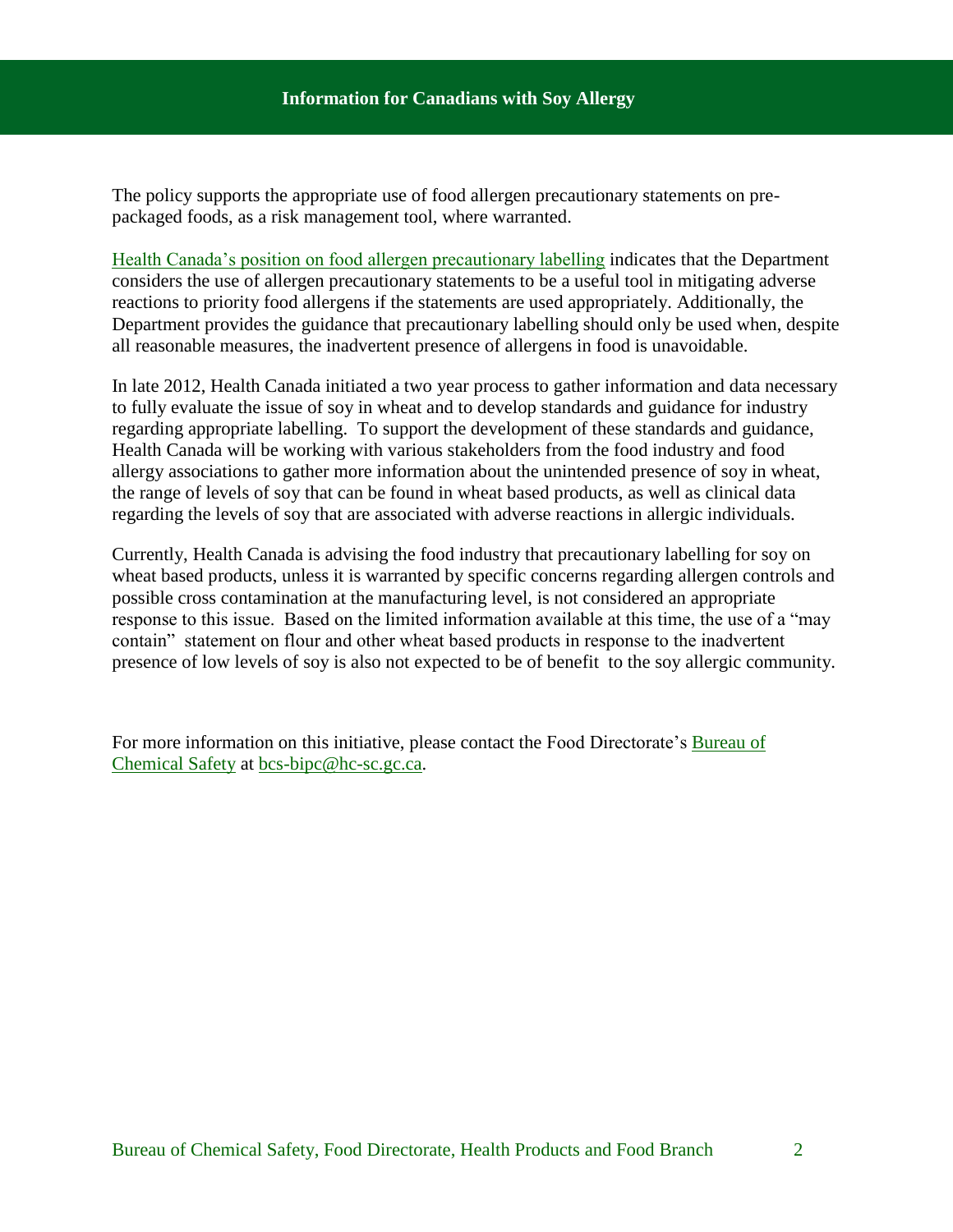The policy supports the appropriate use of food allergen precautionary statements on pre-packaged foods, as a risk management tool, where warranted.

Health Canada's position on food allergen precautionary labelling indicates that the Department considers the use of allergen precautionary statements to be a useful tool in mitigating adverse reactions to priority food allergens if the statements are used appropriately. Additionally, the Department provides the guidance that precautionary labelling should only be used when, despite all reasonable measures, the inadvertent presence of allergens in food is unavoidable.

In late 2012, Health Canada initiated a two year process to gather information and data necessary to fully evaluate the issue of soy in wheat and to develop standards and guidance for industry regarding appropriate labelling. To support the development of these standards and guidance, Health Canada will be working with various stakeholders from the food industry and food allergy associations to gather more information about the unintended presence of soy in wheat, the range of levels of soy that can be found in wheat based products, as well as clinical data regarding the levels of soy that are associated with adverse reactions in allergic individuals.

Currently, Health Canada is advising the food industry that precautionary labelling for soy on wheat based products, unless it is warranted by specific concerns regarding allergen controls and possible cross contamination at the manufacturing level, is not considered an appropriate response to this issue. Based on the limited information available at this time, the use of a "may contain" statement on flour and other wheat based products in response to the inadvertent presence of low levels of soy is also not expected to be of benefit to the soy allergic community.

For more information on this initiative, please contact the Food Directorate's Bureau of Chemical Safety at bcs-bipc@hc-sc.gc.ca.